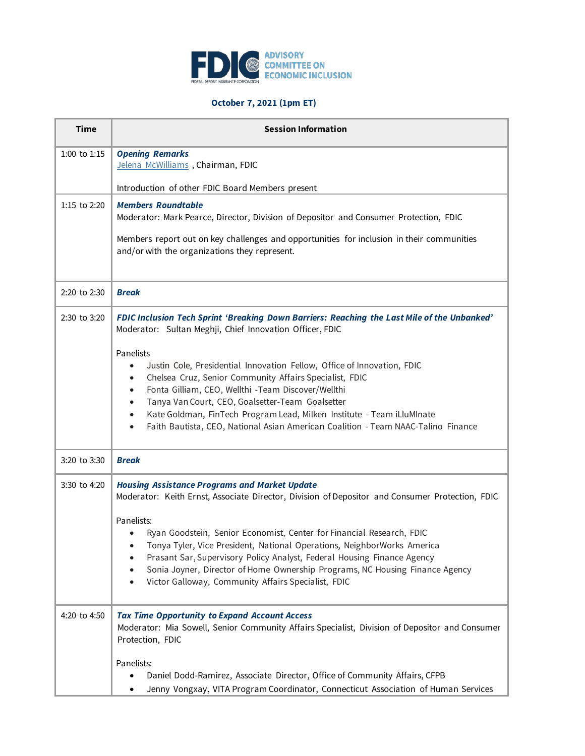# FDIC Advisory Committee on Economic Inclusion

**October 7, 2021 (1pm ET)**

| Time | Session Information |
|---|---|
| 1:00 to 1:15 | ***Opening Remarks***<br>Jelena McWilliams , Chairman, FDIC<br><br>Introduction of other FDIC Board Members present |
| 1:15 to 2:20 | ***Members Roundtable***<br>Moderator: Mark Pearce, Director, Division of Depositor and Consumer Protection, FDIC<br><br>Members report out on key challenges and opportunities for inclusion in their communities and/or with the organizations they represent. |
| 2:20 to 2:30 | ***Break*** |
| 2:30 to 3:20 | ***FDIC Inclusion Tech Sprint 'Breaking Down Barriers: Reaching the Last Mile of the Unbanked'***<br>Moderator: Sultan Meghji, Chief Innovation Officer, FDIC<br><br>Panelists<br>• Justin Cole, Presidential Innovation Fellow, Office of Innovation, FDIC<br>• Chelsea Cruz, Senior Community Affairs Specialist, FDIC<br>• Fonta Gilliam, CEO, Wellthi -Team Discover/Wellthi<br>• Tanya Van Court, CEO, Goalsetter-Team Goalsetter<br>• Kate Goldman, FinTech Program Lead, Milken Institute - Team iLluMInate<br>• Faith Bautista, CEO, National Asian American Coalition - Team NAAC-Talino Finance |
| 3:20 to 3:30 | ***Break*** |
| 3:30 to 4:20 | ***Housing Assistance Programs and Market Update***<br>Moderator: Keith Ernst, Associate Director, Division of Depositor and Consumer Protection, FDIC<br><br>Panelists:<br>• Ryan Goodstein, Senior Economist, Center for Financial Research, FDIC<br>• Tonya Tyler, Vice President, National Operations, NeighborWorks America<br>• Prasant Sar, Supervisory Policy Analyst, Federal Housing Finance Agency<br>• Sonia Joyner, Director of Home Ownership Programs, NC Housing Finance Agency<br>• Victor Galloway, Community Affairs Specialist, FDIC |
| 4:20 to 4:50 | ***Tax Time Opportunity to Expand Account Access***<br>Moderator: Mia Sowell, Senior Community Affairs Specialist, Division of Depositor and Consumer Protection, FDIC<br><br>Panelists:<br>• Daniel Dodd-Ramirez, Associate Director, Office of Community Affairs, CFPB<br>• Jenny Vongxay, VITA Program Coordinator, Connecticut Association of Human Services |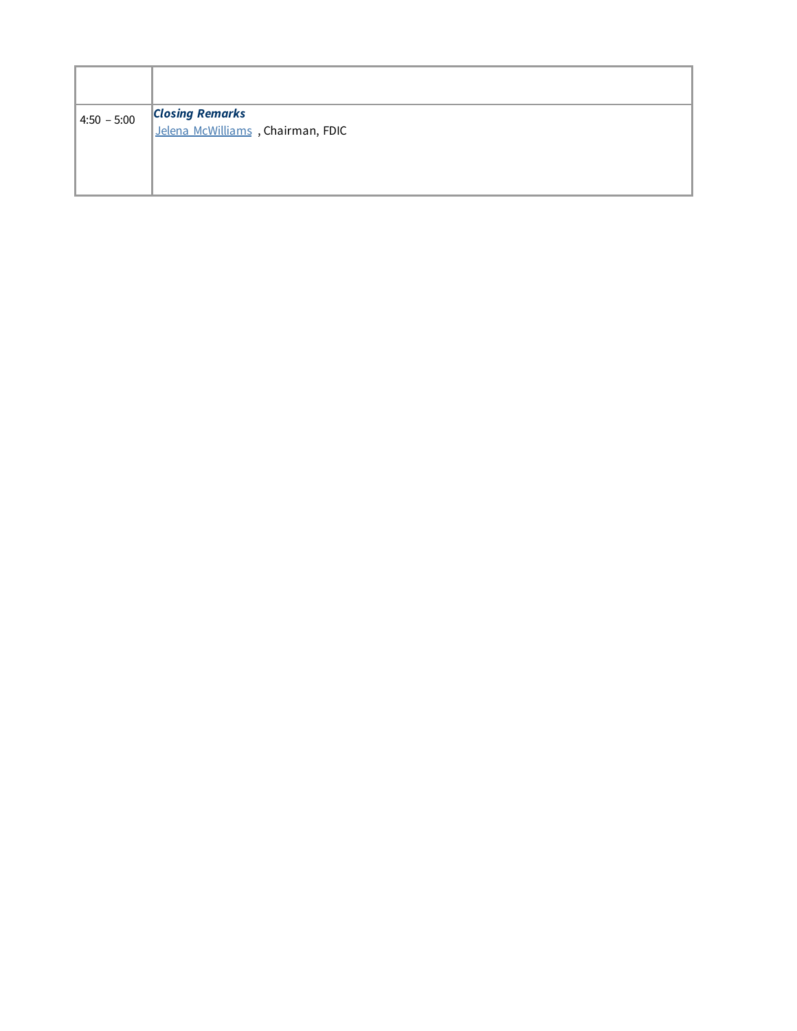| | |
|---|---|
| 4:50 – 5:00 | ***Closing Remarks***<br>Jelena McWilliams , Chairman, FDIC |